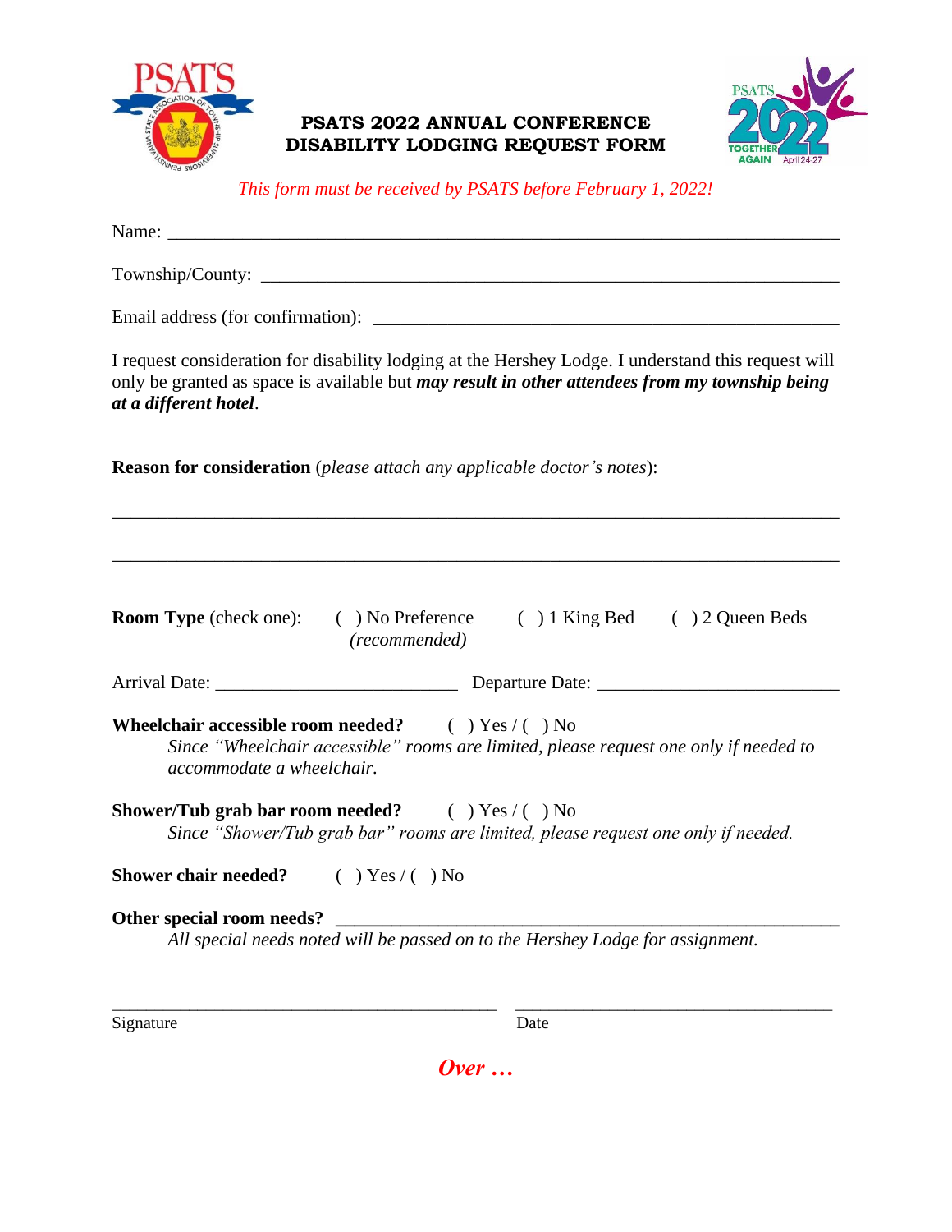# PSATS 2022 ANNUAL CONFERENCE DISABILITY LODGING REQUEST FORM

*This form must be received by PSATS before February 1, 2022!*

Name: ________________________________________________________________________

Township/County: _______________________________________________________________

Email address (for confirmation): ________________________________________________

I request consideration for disability lodging at the Hershey Lodge. I understand this request will only be granted as space is available but ***may result in other attendees from my township being at a different hotel***.

**Reason for consideration** (*please attach any applicable doctor's notes*):

________________________________________________________________________

________________________________________________________________________

**Room Type** (check one): ( ) No Preference *(recommended)* ( ) 1 King Bed ( ) 2 Queen Beds

Arrival Date: __________________________ Departure Date: __________________________

**Wheelchair accessible room needed?** ( ) Yes / ( ) No

*Since "Wheelchair accessible" rooms are limited, please request one only if needed to accommodate a wheelchair.*

**Shower/Tub grab bar room needed?** ( ) Yes / ( ) No

*Since "Shower/Tub grab bar" rooms are limited, please request one only if needed.*

**Shower chair needed?** ( ) Yes / ( ) No

**Other special room needs?** ___________________________________________________

*All special needs noted will be passed on to the Hershey Lodge for assignment.*

_____________________________________________ ____________________________________

Signature Date

***Over …***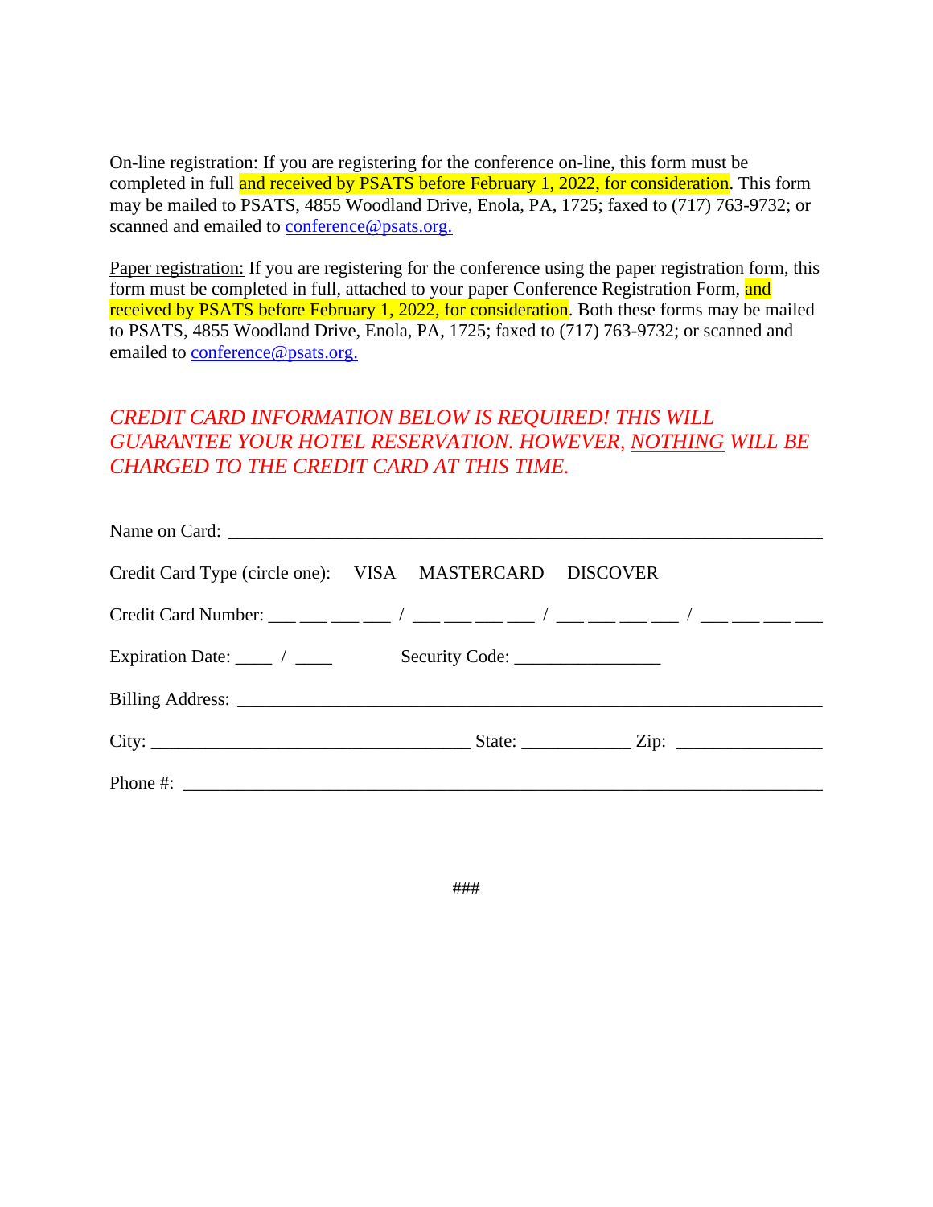On-line registration: If you are registering for the conference on-line, this form must be completed in full and received by PSATS before February 1, 2022, for consideration. This form may be mailed to PSATS, 4855 Woodland Drive, Enola, PA, 1725; faxed to (717) 763-9732; or scanned and emailed to conference@psats.org.

Paper registration: If you are registering for the conference using the paper registration form, this form must be completed in full, attached to your paper Conference Registration Form, and received by PSATS before February 1, 2022, for consideration. Both these forms may be mailed to PSATS, 4855 Woodland Drive, Enola, PA, 1725; faxed to (717) 763-9732; or scanned and emailed to conference@psats.org.

*CREDIT CARD INFORMATION BELOW IS REQUIRED! THIS WILL GUARANTEE YOUR HOTEL RESERVATION. HOWEVER, NOTHING WILL BE CHARGED TO THE CREDIT CARD AT THIS TIME.*

Name on Card: ___________________________________________________________________

Credit Card Type (circle one): VISA MASTERCARD DISCOVER

Credit Card Number: ___ ___ ___ ___ / ___ ___ ___ ___ / ___ ___ ___ ___ / ___ ___ ___ ___

Expiration Date: ____ / ____ Security Code: ________________

Billing Address: _________________________________________________________________

City: ___________________________________ State: ____________ Zip: ________________

Phone #: ________________________________________________________________________

###